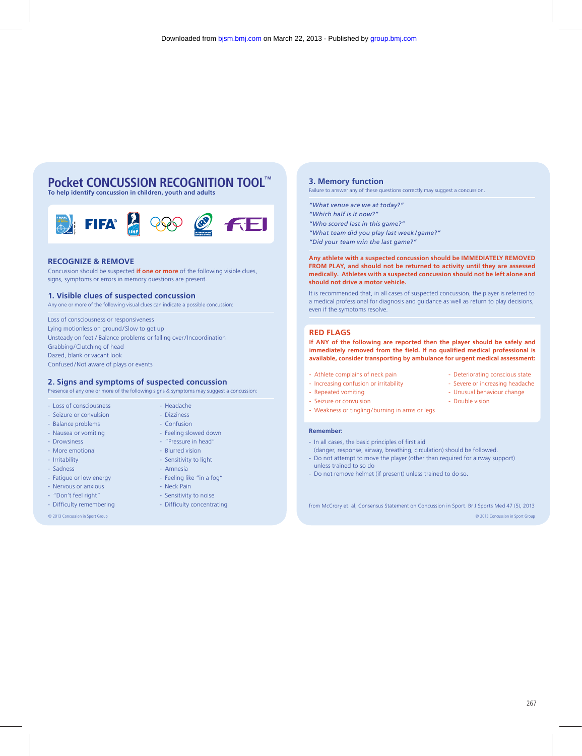# Pocket CONCUSSION RECOGNITION TOOL™

**To help identify concussion in children, youth and adults**

## RECOGNIZE & REMOVE

Concussion should be suspected **if one or more** of the following visible clues, signs, symptoms or errors in memory questions are present.

### 1. Visible clues of suspected concussion

Any one or more of the following visual clues can indicate a possible concussion:

Loss of consciousness or responsiveness
Lying motionless on ground/Slow to get up
Unsteady on feet / Balance problems or falling over/Incoordination
Grabbing/Clutching of head
Dazed, blank or vacant look
Confused/Not aware of plays or events

### 2. Signs and symptoms of suspected concussion

Presence of any one or more of the following signs & symptoms may suggest a concussion:

- Loss of consciousness
- Seizure or convulsion
- Balance problems
- Nausea or vomiting
- Drowsiness
- More emotional
- Irritability
- Sadness
- Fatigue or low energy
- Nervous or anxious
- "Don't feel right"
- Difficulty remembering
- Headache
- Dizziness
- Confusion
- Feeling slowed down
- "Pressure in head"
- Blurred vision
- Sensitivity to light
- Amnesia
- Feeling like "in a fog"
- Neck Pain
- Sensitivity to noise
- Difficulty concentrating

© 2013 Concussion in Sport Group

### 3. Memory function

Failure to answer any of these questions correctly may suggest a concussion.

*"What venue are we at today?"*
*"Which half is it now?"*
*"Who scored last in this game?"*
*"What team did you play last week/game?"*
*"Did your team win the last game?"*

**Any athlete with a suspected concussion should be IMMEDIATELY REMOVED FROM PLAY, and should not be returned to activity until they are assessed medically. Athletes with a suspected concussion should not be left alone and should not drive a motor vehicle.**

It is recommended that, in all cases of suspected concussion, the player is referred to a medical professional for diagnosis and guidance as well as return to play decisions, even if the symptoms resolve.

## RED FLAGS

**If ANY of the following are reported then the player should be safely and immediately removed from the field. If no qualified medical professional is available, consider transporting by ambulance for urgent medical assessment:**

- Athlete complains of neck pain
- Increasing confusion or irritability
- Repeated vomiting
- Seizure or convulsion
- Weakness or tingling/burning in arms or legs
- Deteriorating conscious state
- Severe or increasing headache
- Unusual behaviour change
- Double vision

**Remember:**

- In all cases, the basic principles of first aid (danger, response, airway, breathing, circulation) should be followed.
- Do not attempt to move the player (other than required for airway support) unless trained to so do
- Do not remove helmet (if present) unless trained to do so.

from McCrory et. al, Consensus Statement on Concussion in Sport. Br J Sports Med 47 (5), 2013

© 2013 Concussion in Sport Group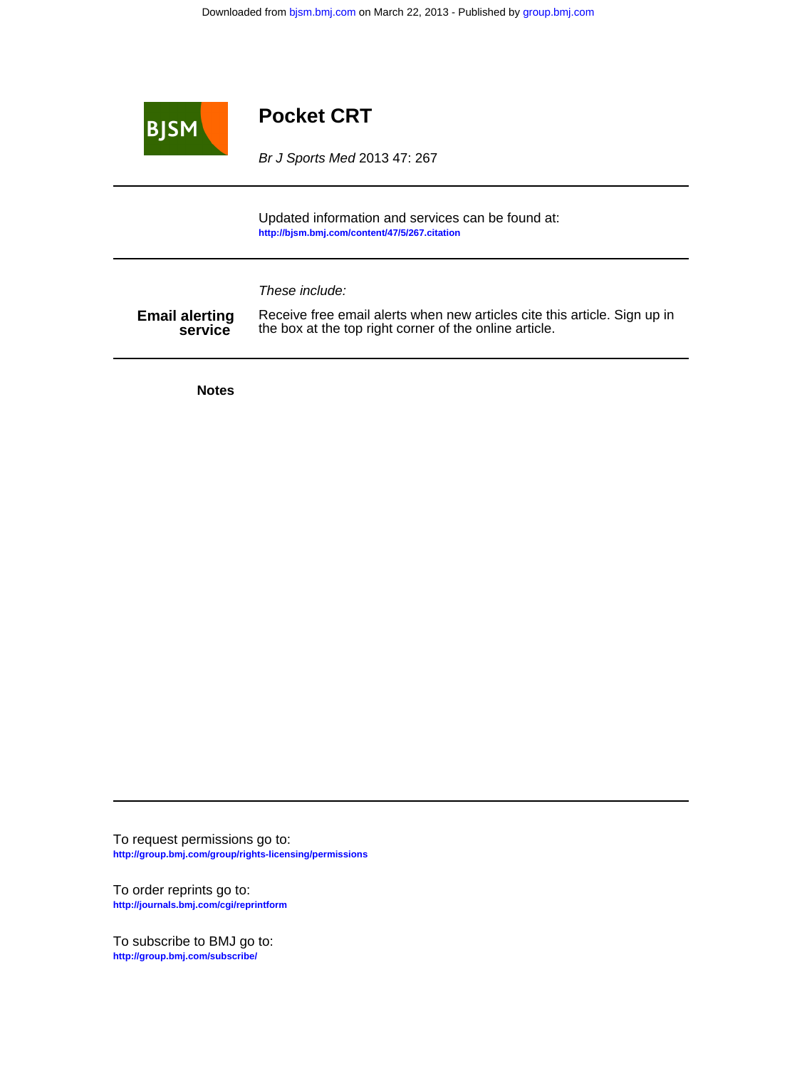# Pocket CRT

*Br J Sports Med* 2013 47: 267

Updated information and services can be found at:
http://bjsm.bmj.com/content/47/5/267.citation

*These include:*

**Email alerting service**

Receive free email alerts when new articles cite this article. Sign up in the box at the top right corner of the online article.

**Notes**

To request permissions go to:
http://group.bmj.com/group/rights-licensing/permissions

To order reprints go to:
http://journals.bmj.com/cgi/reprintform

To subscribe to BMJ go to:
http://group.bmj.com/subscribe/